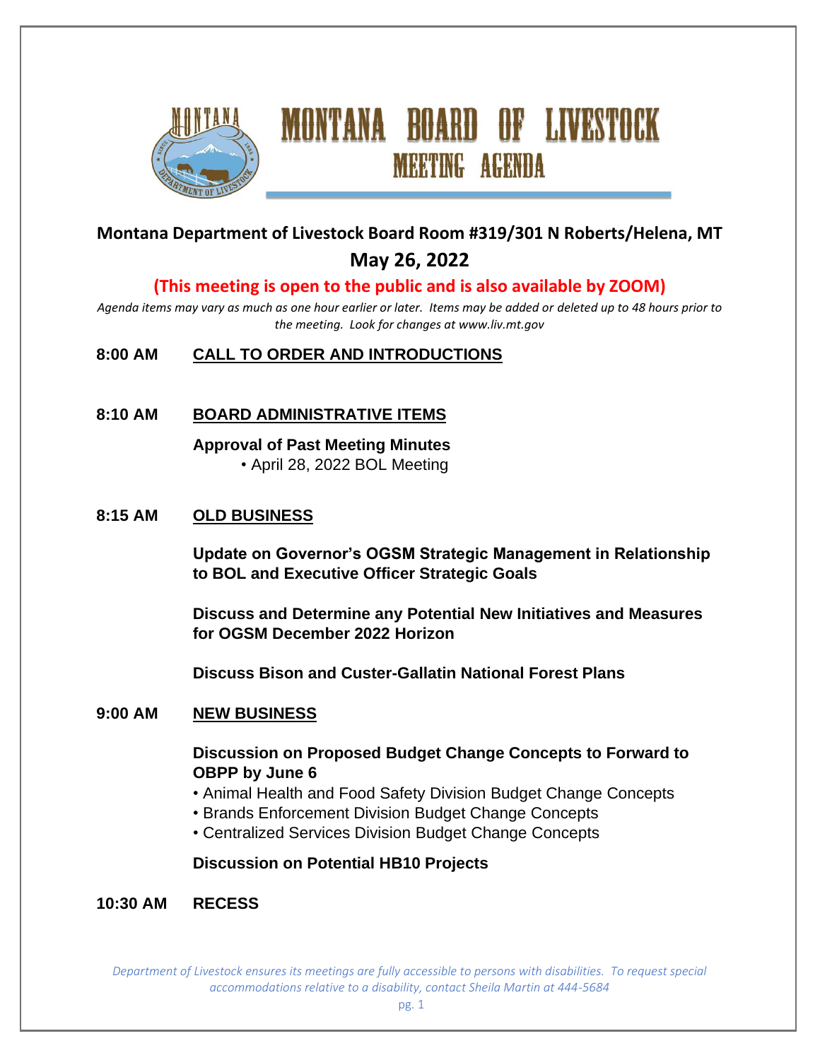# MONTANA BOARD OF LIVESTOCK

## MEETING AGENDA

**Montana Department of Livestock Board Room #319/301 N Roberts/Helena, MT**

**May 26, 2022**

**(This meeting is open to the public and is also available by ZOOM)**

*Agenda items may vary as much as one hour earlier or later. Items may be added or deleted up to 48 hours prior to the meeting. Look for changes at www.liv.mt.gov*

**8:00 AM CALL TO ORDER AND INTRODUCTIONS**

**8:10 AM BOARD ADMINISTRATIVE ITEMS**

**Approval of Past Meeting Minutes**

- April 28, 2022 BOL Meeting

**8:15 AM OLD BUSINESS**

**Update on Governor's OGSM Strategic Management in Relationship to BOL and Executive Officer Strategic Goals**

**Discuss and Determine any Potential New Initiatives and Measures for OGSM December 2022 Horizon**

**Discuss Bison and Custer-Gallatin National Forest Plans**

**9:00 AM NEW BUSINESS**

**Discussion on Proposed Budget Change Concepts to Forward to OBPP by June 6**

- Animal Health and Food Safety Division Budget Change Concepts
- Brands Enforcement Division Budget Change Concepts
- Centralized Services Division Budget Change Concepts

**Discussion on Potential HB10 Projects**

**10:30 AM RECESS**

*Department of Livestock ensures its meetings are fully accessible to persons with disabilities. To request special accommodations relative to a disability, contact Sheila Martin at 444-5684*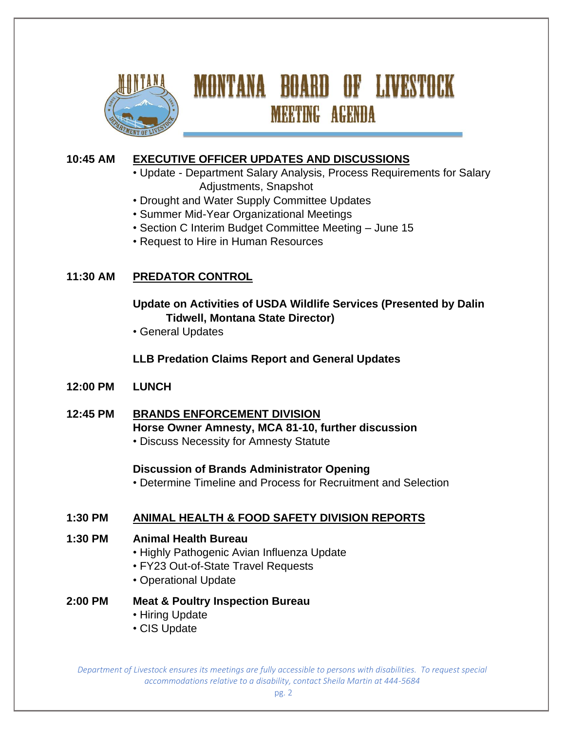# MONTANA BOARD OF LIVESTOCK

## MEETING AGENDA

**10:45 AM** **EXECUTIVE OFFICER UPDATES AND DISCUSSIONS**

- Update - Department Salary Analysis, Process Requirements for Salary Adjustments, Snapshot
- Drought and Water Supply Committee Updates
- Summer Mid-Year Organizational Meetings
- Section C Interim Budget Committee Meeting – June 15
- Request to Hire in Human Resources

**11:30 AM** **PREDATOR CONTROL**

**Update on Activities of USDA Wildlife Services (Presented by Dalin Tidwell, Montana State Director)**

- General Updates

**LLB Predation Claims Report and General Updates**

**12:00 PM** **LUNCH**

**12:45 PM** **BRANDS ENFORCEMENT DIVISION**

**Horse Owner Amnesty, MCA 81-10, further discussion**

- Discuss Necessity for Amnesty Statute

**Discussion of Brands Administrator Opening**

- Determine Timeline and Process for Recruitment and Selection

**1:30 PM** **ANIMAL HEALTH & FOOD SAFETY DIVISION REPORTS**

**1:30 PM** **Animal Health Bureau**

- Highly Pathogenic Avian Influenza Update
- FY23 Out-of-State Travel Requests
- Operational Update

**2:00 PM** **Meat & Poultry Inspection Bureau**

- Hiring Update
- CIS Update

*Department of Livestock ensures its meetings are fully accessible to persons with disabilities. To request special accommodations relative to a disability, contact Sheila Martin at 444-5684*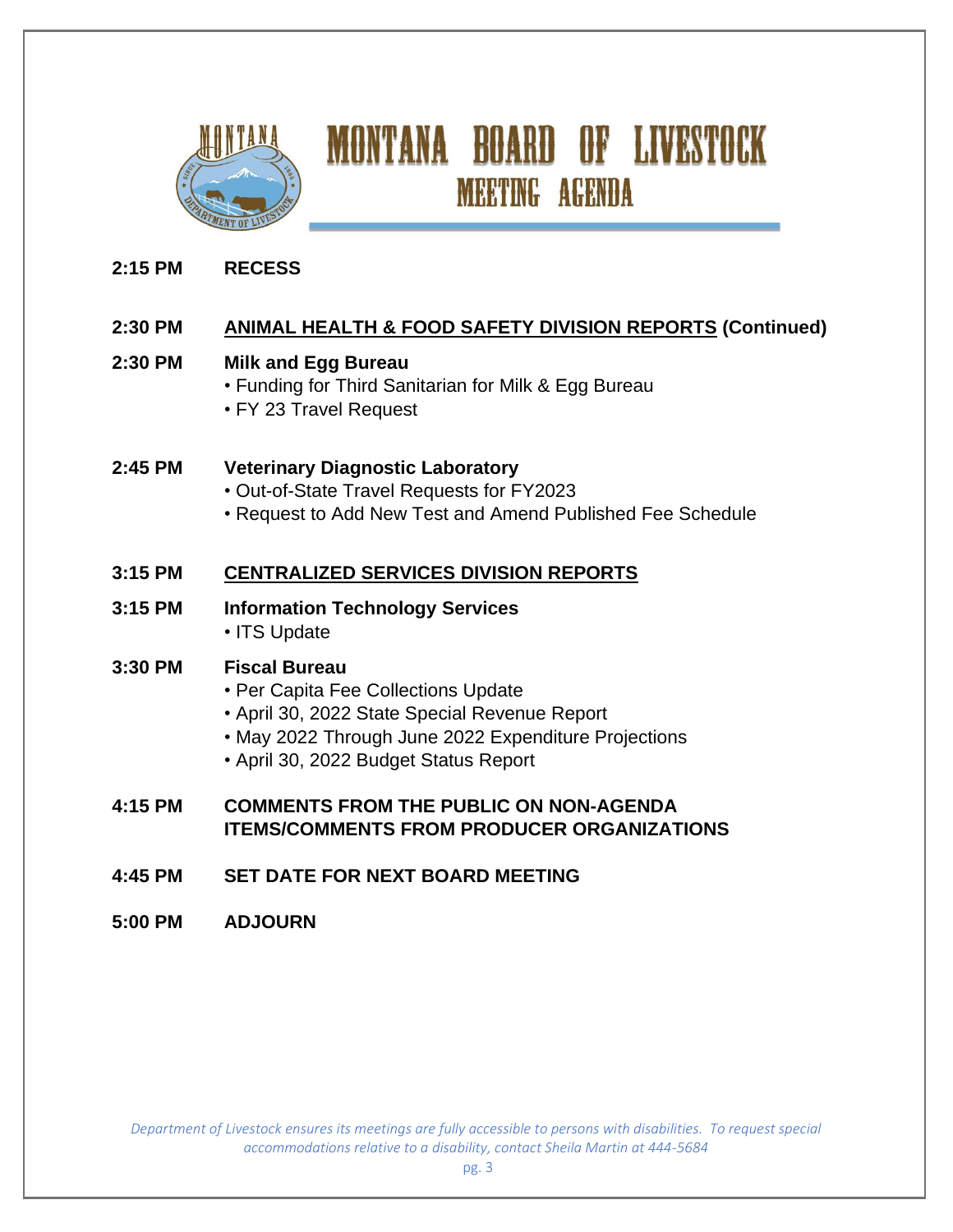# MONTANA BOARD OF LIVESTOCK

## MEETING AGENDA

**2:15 PM** **RECESS**

**2:30 PM** **ANIMAL HEALTH & FOOD SAFETY DIVISION REPORTS (Continued)**

**2:30 PM** **Milk and Egg Bureau**
- Funding for Third Sanitarian for Milk & Egg Bureau
- FY 23 Travel Request

**2:45 PM** **Veterinary Diagnostic Laboratory**
- Out-of-State Travel Requests for FY2023
- Request to Add New Test and Amend Published Fee Schedule

**3:15 PM** **CENTRALIZED SERVICES DIVISION REPORTS**

**3:15 PM** **Information Technology Services**
- ITS Update

**3:30 PM** **Fiscal Bureau**
- Per Capita Fee Collections Update
- April 30, 2022 State Special Revenue Report
- May 2022 Through June 2022 Expenditure Projections
- April 30, 2022 Budget Status Report

**4:15 PM** **COMMENTS FROM THE PUBLIC ON NON-AGENDA ITEMS/COMMENTS FROM PRODUCER ORGANIZATIONS**

**4:45 PM** **SET DATE FOR NEXT BOARD MEETING**

**5:00 PM** **ADJOURN**

*Department of Livestock ensures its meetings are fully accessible to persons with disabilities. To request special accommodations relative to a disability, contact Sheila Martin at 444-5684*